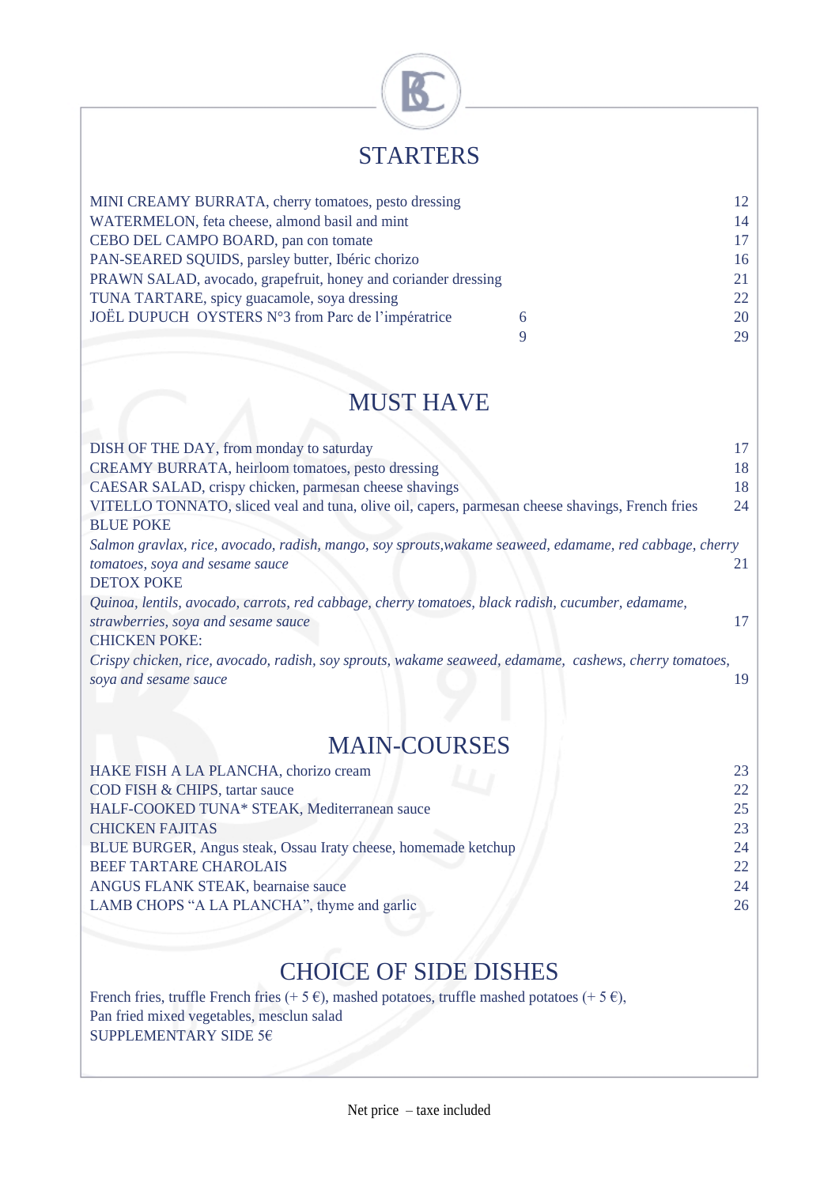## STARTERS

| | | |
|---|---|---|
| MINI CREAMY BURRATA, cherry tomatoes, pesto dressing | | 12 |
| WATERMELON, feta cheese, almond basil and mint | | 14 |
| CEBO DEL CAMPO BOARD, pan con tomate | | 17 |
| PAN-SEARED SQUIDS, parsley butter, Ibéric chorizo | | 16 |
| PRAWN SALAD, avocado, grapefruit, honey and coriander dressing | | 21 |
| TUNA TARTARE, spicy guacamole, soya dressing | | 22 |
| JOËL DUPUCH OYSTERS N°3 from Parc de l'impératrice | 6 | 20 |
| | 9 | 29 |

## MUST HAVE

DISH OF THE DAY, from monday to saturday — 17

CREAMY BURRATA, heirloom tomatoes, pesto dressing — 18

CAESAR SALAD, crispy chicken, parmesan cheese shavings — 18

VITELLO TONNATO, sliced veal and tuna, olive oil, capers, parmesan cheese shavings, French fries — 24

BLUE POKE
*Salmon gravlax, rice, avocado, radish, mango, soy sprouts,wakame seaweed, edamame, red cabbage, cherry tomatoes, soya and sesame sauce* — 21

DETOX POKE
*Quinoa, lentils, avocado, carrots, red cabbage, cherry tomatoes, black radish, cucumber, edamame, strawberries, soya and sesame sauce* — 17

CHICKEN POKE:
*Crispy chicken, rice, avocado, radish, soy sprouts, wakame seaweed, edamame, cashews, cherry tomatoes, soya and sesame sauce* — 19

## MAIN-COURSES

| | |
|---|---|
| HAKE FISH A LA PLANCHA, chorizo cream | 23 |
| COD FISH & CHIPS, tartar sauce | 22 |
| HALF-COOKED TUNA* STEAK, Mediterranean sauce | 25 |
| CHICKEN FAJITAS | 23 |
| BLUE BURGER, Angus steak, Ossau Iraty cheese, homemade ketchup | 24 |
| BEEF TARTARE CHAROLAIS | 22 |
| ANGUS FLANK STEAK, bearnaise sauce | 24 |
| LAMB CHOPS "A LA PLANCHA", thyme and garlic | 26 |

## CHOICE OF SIDE DISHES

French fries, truffle French fries (+ 5 €), mashed potatoes, truffle mashed potatoes (+ 5 €),
Pan fried mixed vegetables, mesclun salad
SUPPLEMENTARY SIDE 5€

Net price – taxe included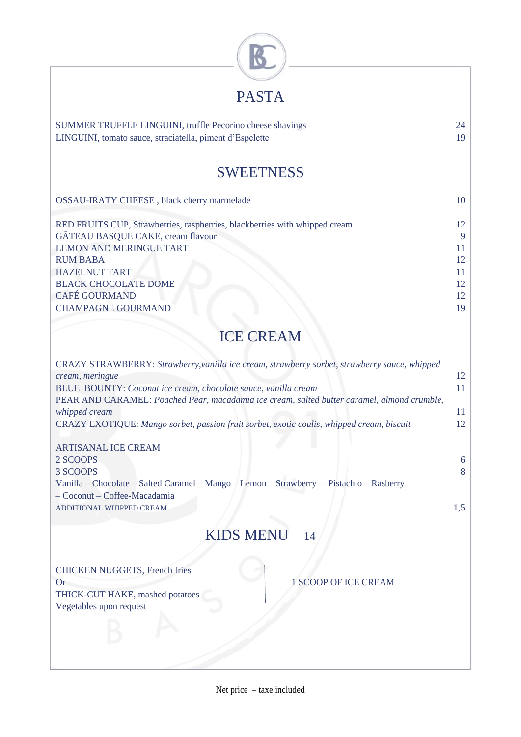# PASTA

| | |
|---|---|
| SUMMER TRUFFLE LINGUINI, truffle Pecorino cheese shavings | 24 |
| LINGUINI, tomato sauce, straciatella, piment d'Espelette | 19 |

# SWEETNESS

| | |
|---|---|
| OSSAU-IRATY CHEESE , black cherry marmelade | 10 |
| RED FRUITS CUP, Strawberries, raspberries, blackberries with whipped cream | 12 |
| GÂTEAU BASQUE CAKE, cream flavour | 9 |
| LEMON AND MERINGUE TART | 11 |
| RUM BABA | 12 |
| HAZELNUT TART | 11 |
| BLACK CHOCOLATE DOME | 12 |
| CAFÉ GOURMAND | 12 |
| CHAMPAGNE GOURMAND | 19 |

# ICE CREAM

| | |
|---|---|
| CRAZY STRAWBERRY: *Strawberry,vanilla ice cream, strawberry sorbet, strawberry sauce, whipped cream, meringue* | 12 |
| BLUE BOUNTY: *Coconut ice cream, chocolate sauce, vanilla cream* | 11 |
| PEAR AND CARAMEL: *Poached Pear, macadamia ice cream, salted butter caramel, almond crumble, whipped cream* | 11 |
| CRAZY EXOTIQUE: *Mango sorbet, passion fruit sorbet, exotic coulis, whipped cream, biscuit* | 12 |

ARTISANAL ICE CREAM

| | |
|---|---|
| 2 SCOOPS | 6 |
| 3 SCOOPS | 8 |

Vanilla – Chocolate – Salted Caramel – Mango – Lemon – Strawberry – Pistachio – Rasberry – Coconut – Coffee-Macadamia

| | |
|---|---|
| ADDITIONAL WHIPPED CREAM | 1,5 |

# KIDS MENU 14

CHICKEN NUGGETS, French fries
Or
THICK-CUT HAKE, mashed potatoes
Vegetables upon request

1 SCOOP OF ICE CREAM

Net price – taxe included